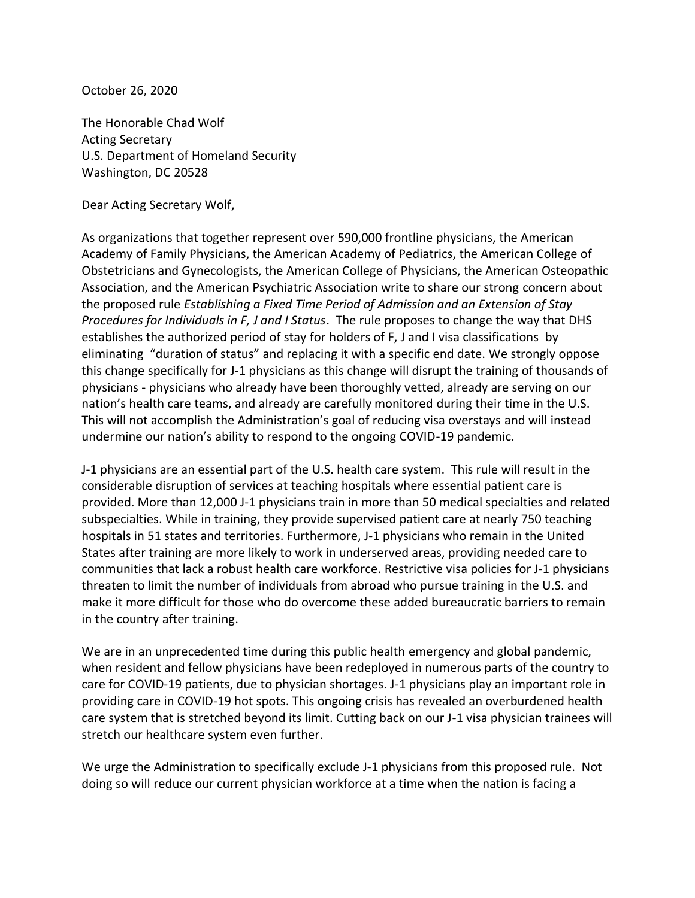October 26, 2020

The Honorable Chad Wolf
Acting Secretary
U.S. Department of Homeland Security
Washington, DC 20528

Dear Acting Secretary Wolf,

As organizations that together represent over 590,000 frontline physicians, the American Academy of Family Physicians, the American Academy of Pediatrics, the American College of Obstetricians and Gynecologists, the American College of Physicians, the American Osteopathic Association, and the American Psychiatric Association write to share our strong concern about the proposed rule *Establishing a Fixed Time Period of Admission and an Extension of Stay Procedures for Individuals in F, J and I Status*. The rule proposes to change the way that DHS establishes the authorized period of stay for holders of F, J and I visa classifications by eliminating "duration of status" and replacing it with a specific end date. We strongly oppose this change specifically for J-1 physicians as this change will disrupt the training of thousands of physicians - physicians who already have been thoroughly vetted, already are serving on our nation's health care teams, and already are carefully monitored during their time in the U.S. This will not accomplish the Administration's goal of reducing visa overstays and will instead undermine our nation's ability to respond to the ongoing COVID-19 pandemic.

J-1 physicians are an essential part of the U.S. health care system. This rule will result in the considerable disruption of services at teaching hospitals where essential patient care is provided. More than 12,000 J-1 physicians train in more than 50 medical specialties and related subspecialties. While in training, they provide supervised patient care at nearly 750 teaching hospitals in 51 states and territories. Furthermore, J-1 physicians who remain in the United States after training are more likely to work in underserved areas, providing needed care to communities that lack a robust health care workforce. Restrictive visa policies for J-1 physicians threaten to limit the number of individuals from abroad who pursue training in the U.S. and make it more difficult for those who do overcome these added bureaucratic barriers to remain in the country after training.

We are in an unprecedented time during this public health emergency and global pandemic, when resident and fellow physicians have been redeployed in numerous parts of the country to care for COVID-19 patients, due to physician shortages. J-1 physicians play an important role in providing care in COVID-19 hot spots. This ongoing crisis has revealed an overburdened health care system that is stretched beyond its limit. Cutting back on our J-1 visa physician trainees will stretch our healthcare system even further.

We urge the Administration to specifically exclude J-1 physicians from this proposed rule. Not doing so will reduce our current physician workforce at a time when the nation is facing a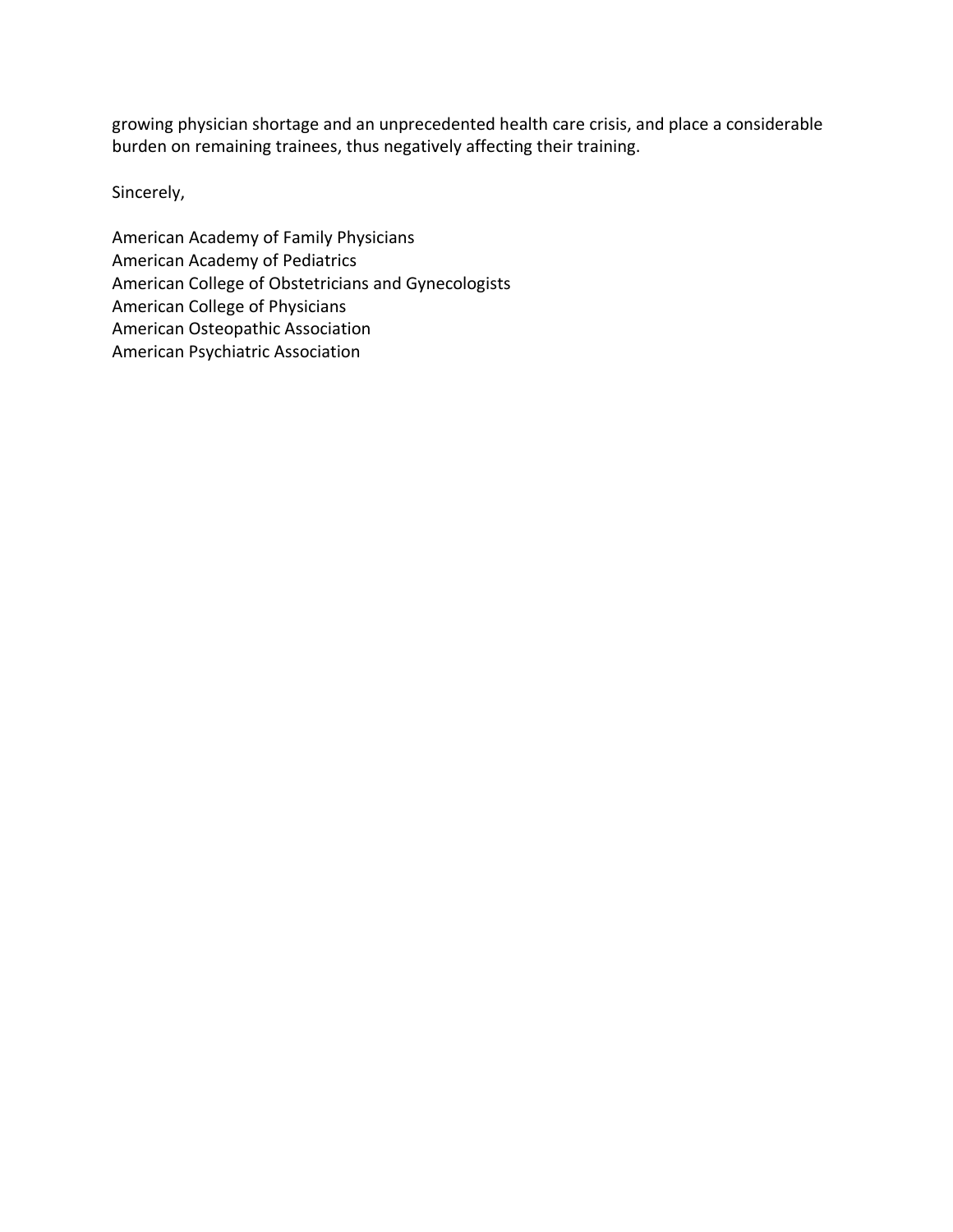growing physician shortage and an unprecedented health care crisis, and place a considerable burden on remaining trainees, thus negatively affecting their training.

Sincerely,

American Academy of Family Physicians
American Academy of Pediatrics
American College of Obstetricians and Gynecologists
American College of Physicians
American Osteopathic Association
American Psychiatric Association